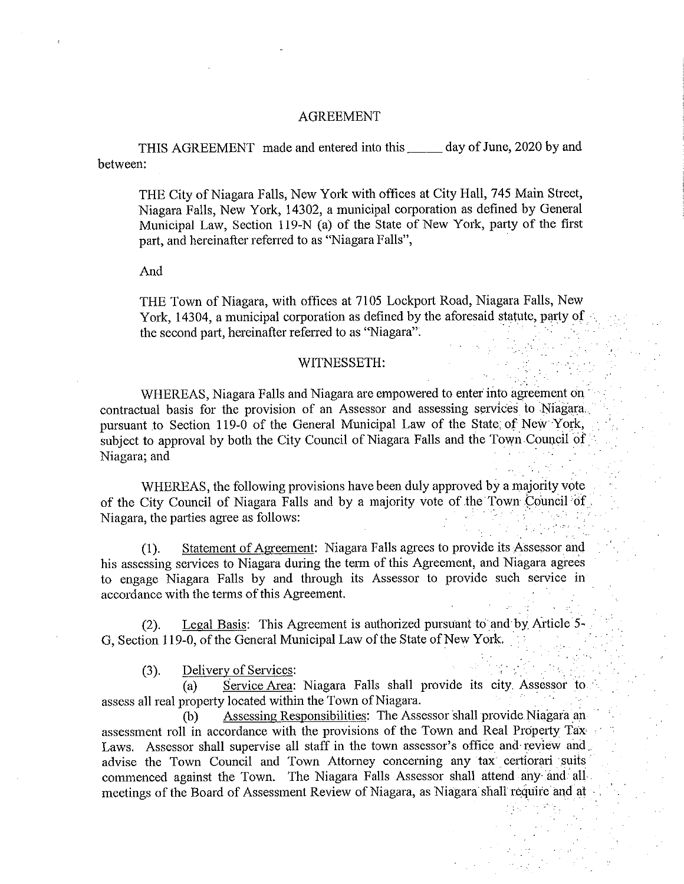# AGREEMENT

THIS AGREEMENT made and entered into this _____ day of June, 2020 by and between:

> THE City of Niagara Falls, New York with offices at City Hall, 745 Main Street, Niagara Falls, New York, 14302, a municipal corporation as defined by General Municipal Law, Section 119-N (a) of the State of New York, party of the first part, and hereinafter referred to as "Niagara Falls",
>
> And
>
> THE Town of Niagara, with offices at 7105 Lockport Road, Niagara Falls, New York, 14304, a municipal corporation as defined by the aforesaid statute, party of the second part, hereinafter referred to as "Niagara".

## WITNESSETH:

WHEREAS, Niagara Falls and Niagara are empowered to enter into agreement on contractual basis for the provision of an Assessor and assessing services to Niagara pursuant to Section 119-0 of the General Municipal Law of the State of New York, subject to approval by both the City Council of Niagara Falls and the Town Council of Niagara; and

WHEREAS, the following provisions have been duly approved by a majority vote of the City Council of Niagara Falls and by a majority vote of the Town Council of Niagara, the parties agree as follows:

(1). <u>Statement of Agreement</u>: Niagara Falls agrees to provide its Assessor and his assessing services to Niagara during the term of this Agreement, and Niagara agrees to engage Niagara Falls by and through its Assessor to provide such service in accordance with the terms of this Agreement.

(2). <u>Legal Basis</u>: This Agreement is authorized pursuant to and by Article 5-G, Section 119-0, of the General Municipal Law of the State of New York.

(3). <u>Delivery of Services</u>:

(a) <u>Service Area</u>: Niagara Falls shall provide its city Assessor to assess all real property located within the Town of Niagara.

(b) <u>Assessing Responsibilities</u>: The Assessor shall provide Niagara an assessment roll in accordance with the provisions of the Town and Real Property Tax Laws. Assessor shall supervise all staff in the town assessor's office and review and advise the Town Council and Town Attorney concerning any tax certiorari suits commenced against the Town. The Niagara Falls Assessor shall attend any and all meetings of the Board of Assessment Review of Niagara, as Niagara shall require and at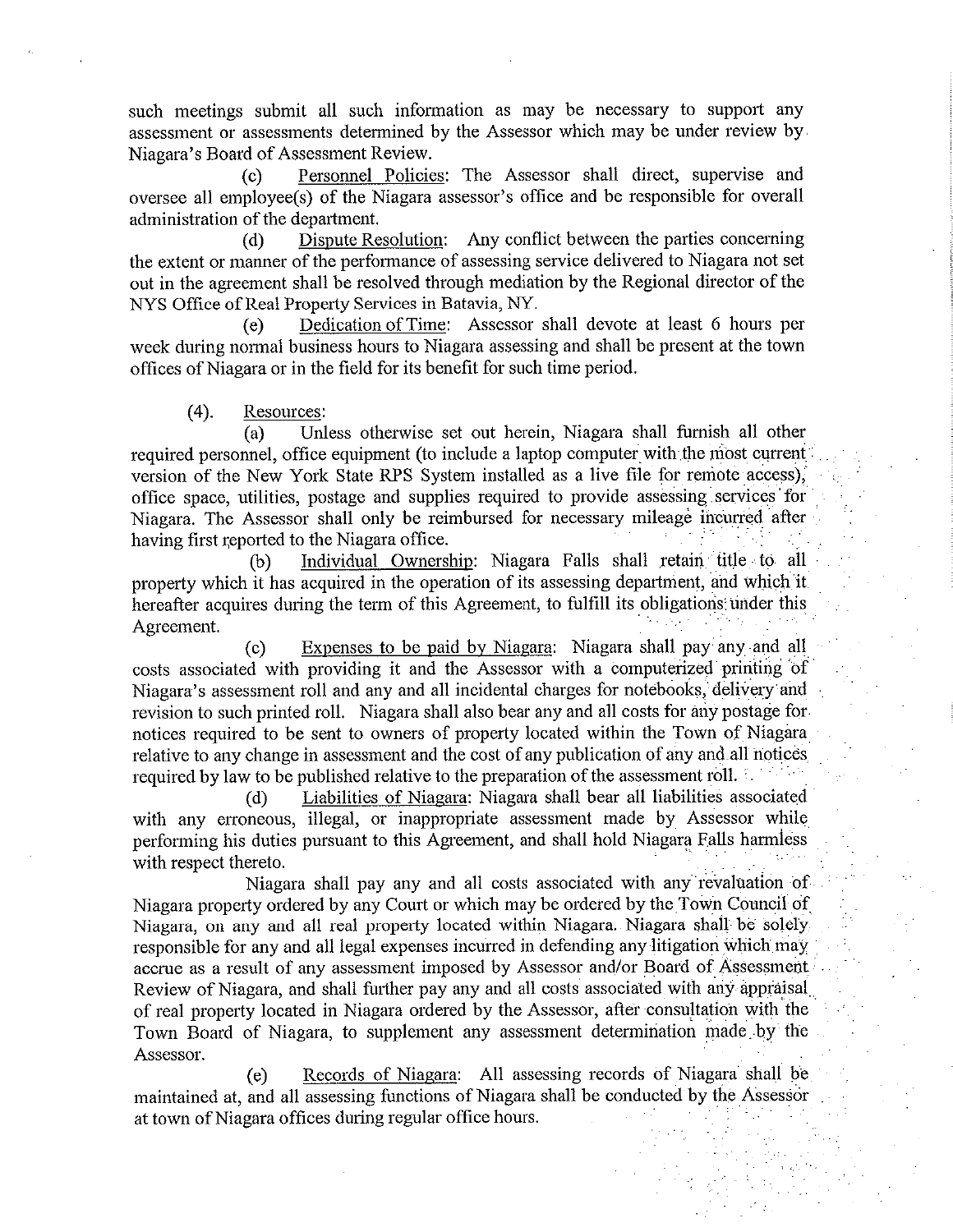such meetings submit all such information as may be necessary to support any assessment or assessments determined by the Assessor which may be under review by Niagara's Board of Assessment Review.

(c) Personnel Policies: The Assessor shall direct, supervise and oversee all employee(s) of the Niagara assessor's office and be responsible for overall administration of the department.

(d) Dispute Resolution: Any conflict between the parties concerning the extent or manner of the performance of assessing service delivered to Niagara not set out in the agreement shall be resolved through mediation by the Regional director of the NYS Office of Real Property Services in Batavia, NY.

(e) Dedication of Time: Assessor shall devote at least 6 hours per week during normal business hours to Niagara assessing and shall be present at the town offices of Niagara or in the field for its benefit for such time period.

(4). Resources:

(a) Unless otherwise set out herein, Niagara shall furnish all other required personnel, office equipment (to include a laptop computer with the most current version of the New York State RPS System installed as a live file for remote access), office space, utilities, postage and supplies required to provide assessing services for Niagara. The Assessor shall only be reimbursed for necessary mileage incurred after having first reported to the Niagara office.

(b) Individual Ownership: Niagara Falls shall retain title to all property which it has acquired in the operation of its assessing department, and which it hereafter acquires during the term of this Agreement, to fulfill its obligations under this Agreement.

(c) Expenses to be paid by Niagara: Niagara shall pay any and all costs associated with providing it and the Assessor with a computerized printing of Niagara's assessment roll and any and all incidental charges for notebooks, delivery and revision to such printed roll. Niagara shall also bear any and all costs for any postage for notices required to be sent to owners of property located within the Town of Niagara relative to any change in assessment and the cost of any publication of any and all notices required by law to be published relative to the preparation of the assessment roll.

(d) Liabilities of Niagara: Niagara shall bear all liabilities associated with any erroneous, illegal, or inappropriate assessment made by Assessor while performing his duties pursuant to this Agreement, and shall hold Niagara Falls harmless with respect thereto.

Niagara shall pay any and all costs associated with any revaluation of Niagara property ordered by any Court or which may be ordered by the Town Council of Niagara, on any and all real property located within Niagara. Niagara shall be solely responsible for any and all legal expenses incurred in defending any litigation which may accrue as a result of any assessment imposed by Assessor and/or Board of Assessment Review of Niagara, and shall further pay any and all costs associated with any appraisal of real property located in Niagara ordered by the Assessor, after consultation with the Town Board of Niagara, to supplement any assessment determination made by the Assessor.

(e) Records of Niagara: All assessing records of Niagara shall be maintained at, and all assessing functions of Niagara shall be conducted by the Assessor at town of Niagara offices during regular office hours.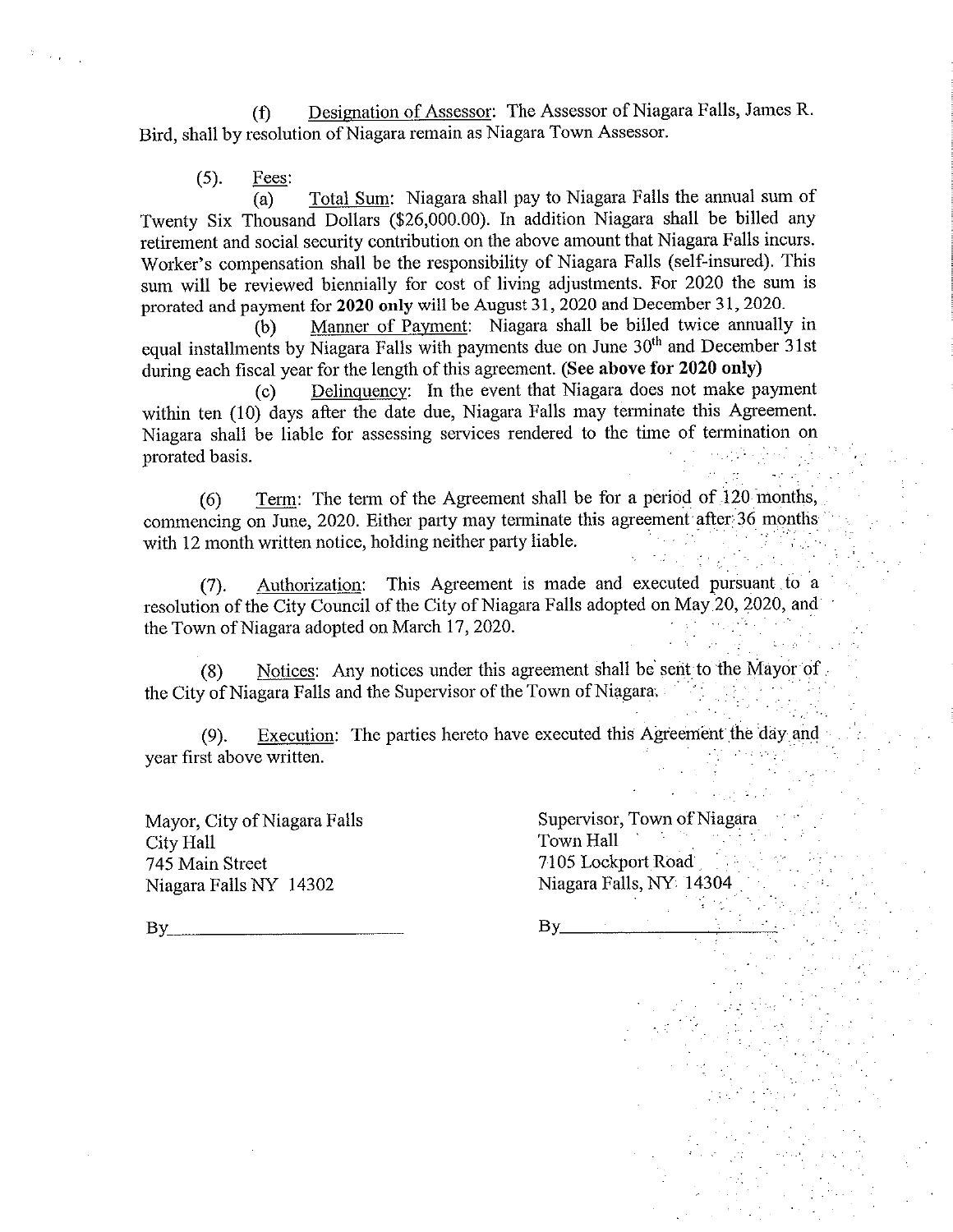(f) Designation of Assessor: The Assessor of Niagara Falls, James R. Bird, shall by resolution of Niagara remain as Niagara Town Assessor.

(5). Fees:

(a) Total Sum: Niagara shall pay to Niagara Falls the annual sum of Twenty Six Thousand Dollars ($26,000.00). In addition Niagara shall be billed any retirement and social security contribution on the above amount that Niagara Falls incurs. Worker's compensation shall be the responsibility of Niagara Falls (self-insured). This sum will be reviewed biennially for cost of living adjustments. For 2020 the sum is prorated and payment for **2020 only** will be August 31, 2020 and December 31, 2020.

(b) Manner of Payment: Niagara shall be billed twice annually in equal installments by Niagara Falls with payments due on June 30th and December 31st during each fiscal year for the length of this agreement. **(See above for 2020 only)**

(c) Delinquency: In the event that Niagara does not make payment within ten (10) days after the date due, Niagara Falls may terminate this Agreement. Niagara shall be liable for assessing services rendered to the time of termination on prorated basis.

(6) Term: The term of the Agreement shall be for a period of 120 months, commencing on June, 2020. Either party may terminate this agreement after 36 months with 12 month written notice, holding neither party liable.

(7). Authorization: This Agreement is made and executed pursuant to a resolution of the City Council of the City of Niagara Falls adopted on May 20, 2020, and the Town of Niagara adopted on March 17, 2020.

(8) Notices: Any notices under this agreement shall be sent to the Mayor of the City of Niagara Falls and the Supervisor of the Town of Niagara.

(9). Execution: The parties hereto have executed this Agreement the day and year first above written.

Mayor, City of Niagara Falls
City Hall
745 Main Street
Niagara Falls NY 14302

By\_\_\_\_\_\_\_\_\_\_\_\_\_\_\_\_\_\_\_\_\_\_\_\_

Supervisor, Town of Niagara
Town Hall
7105 Lockport Road
Niagara Falls, NY 14304

By\_\_\_\_\_\_\_\_\_\_\_\_\_\_\_\_\_\_\_\_\_\_\_\_